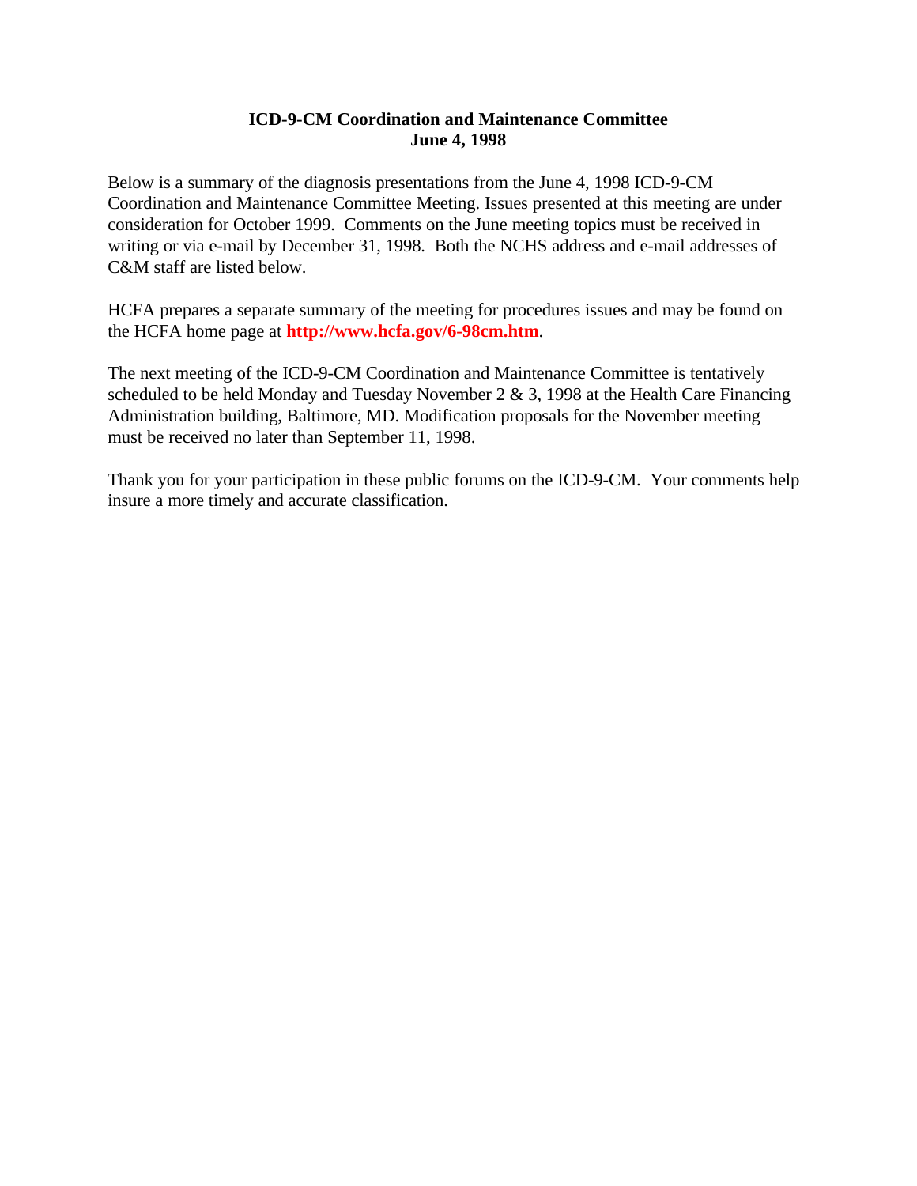# ICD-9-CM Coordination and Maintenance Committee
## June 4, 1998

Below is a summary of the diagnosis presentations from the June 4, 1998 ICD-9-CM Coordination and Maintenance Committee Meeting. Issues presented at this meeting are under consideration for October 1999. Comments on the June meeting topics must be received in writing or via e-mail by December 31, 1998. Both the NCHS address and e-mail addresses of C&M staff are listed below.

HCFA prepares a separate summary of the meeting for procedures issues and may be found on the HCFA home page at **http://www.hcfa.gov/6-98cm.htm**.

The next meeting of the ICD-9-CM Coordination and Maintenance Committee is tentatively scheduled to be held Monday and Tuesday November 2 & 3, 1998 at the Health Care Financing Administration building, Baltimore, MD. Modification proposals for the November meeting must be received no later than September 11, 1998.

Thank you for your participation in these public forums on the ICD-9-CM. Your comments help insure a more timely and accurate classification.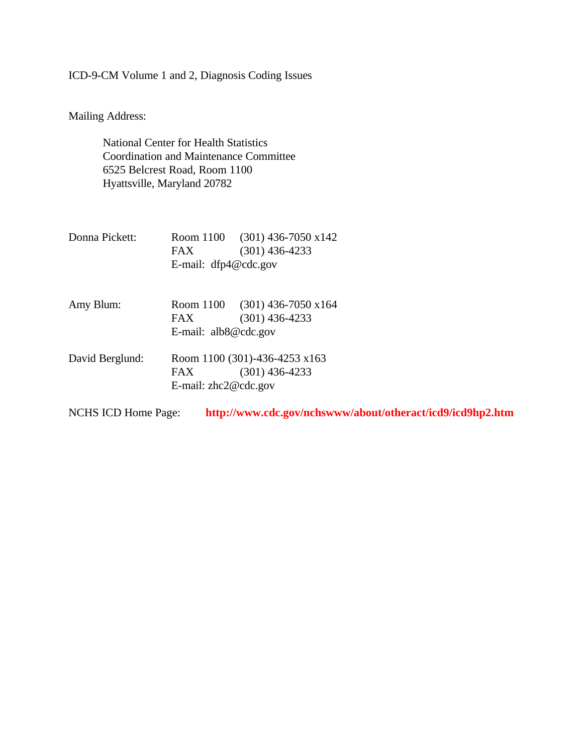ICD-9-CM Volume 1 and 2, Diagnosis Coding Issues

Mailing Address:

National Center for Health Statistics
Coordination and Maintenance Committee
6525 Belcrest Road, Room 1100
Hyattsville, Maryland 20782

Donna Pickett: Room 1100 (301) 436-7050 x142
FAX (301) 436-4233
E-mail: dfp4@cdc.gov

Amy Blum: Room 1100 (301) 436-7050 x164
FAX (301) 436-4233
E-mail: alb8@cdc.gov

David Berglund: Room 1100 (301)-436-4253 x163
FAX (301) 436-4233
E-mail: zhc2@cdc.gov

NCHS ICD Home Page: **http://www.cdc.gov/nchswww/about/otheract/icd9/icd9hp2.htm**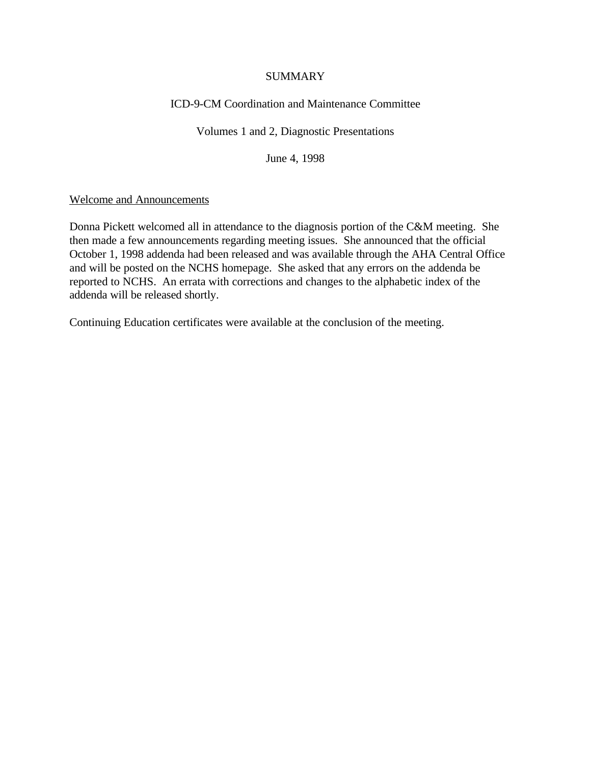# SUMMARY

## ICD-9-CM Coordination and Maintenance Committee

## Volumes 1 and 2, Diagnostic Presentations

## June 4, 1998

Welcome and Announcements

Donna Pickett welcomed all in attendance to the diagnosis portion of the C&M meeting. She then made a few announcements regarding meeting issues. She announced that the official October 1, 1998 addenda had been released and was available through the AHA Central Office and will be posted on the NCHS homepage. She asked that any errors on the addenda be reported to NCHS. An errata with corrections and changes to the alphabetic index of the addenda will be released shortly.

Continuing Education certificates were available at the conclusion of the meeting.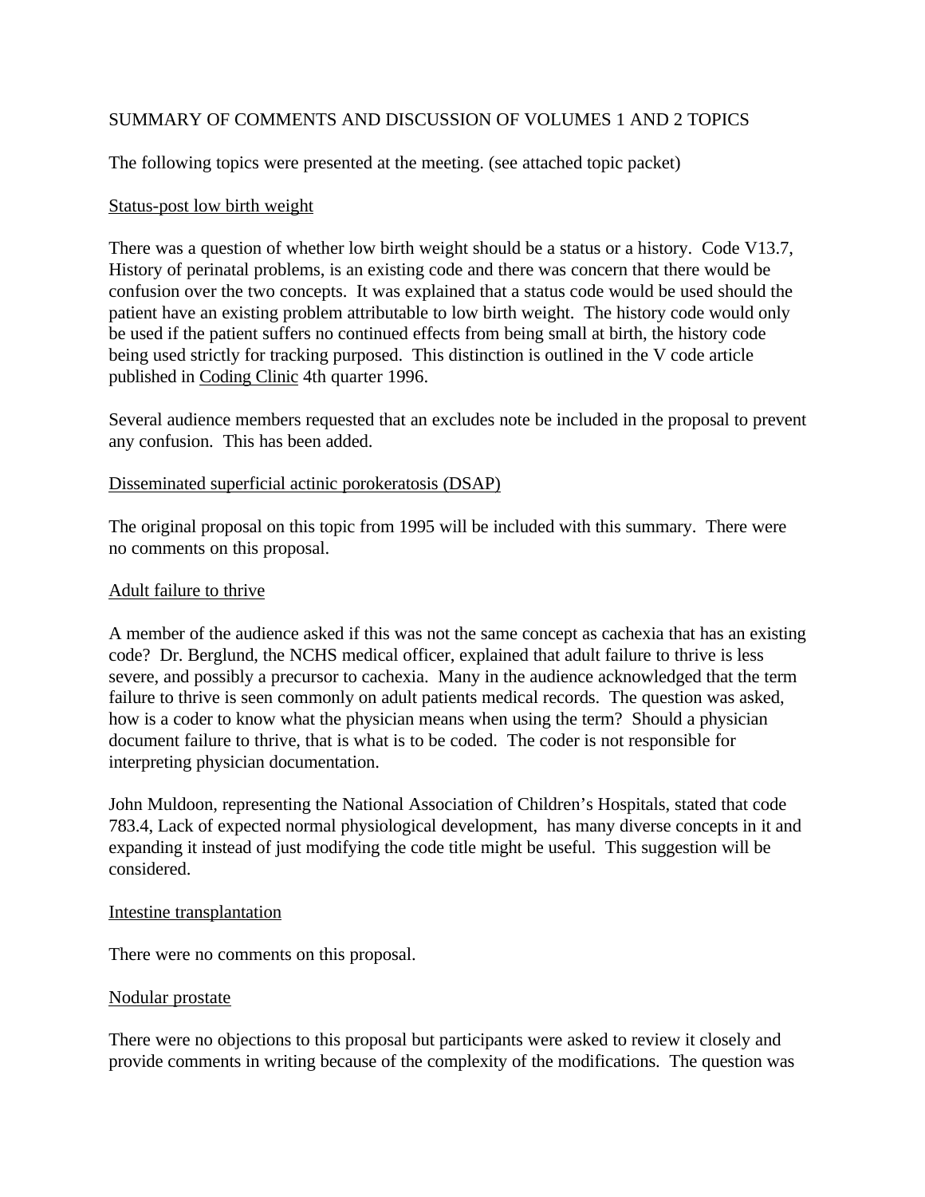SUMMARY OF COMMENTS AND DISCUSSION OF VOLUMES 1 AND 2 TOPICS

The following topics were presented at the meeting. (see attached topic packet)

<u>Status-post low birth weight</u>

There was a question of whether low birth weight should be a status or a history. Code V13.7, History of perinatal problems, is an existing code and there was concern that there would be confusion over the two concepts. It was explained that a status code would be used should the patient have an existing problem attributable to low birth weight. The history code would only be used if the patient suffers no continued effects from being small at birth, the history code being used strictly for tracking purposed. This distinction is outlined in the V code article published in <u>Coding Clinic</u> 4th quarter 1996.

Several audience members requested that an excludes note be included in the proposal to prevent any confusion. This has been added.

<u>Disseminated superficial actinic porokeratosis (DSAP)</u>

The original proposal on this topic from 1995 will be included with this summary. There were no comments on this proposal.

<u>Adult failure to thrive</u>

A member of the audience asked if this was not the same concept as cachexia that has an existing code? Dr. Berglund, the NCHS medical officer, explained that adult failure to thrive is less severe, and possibly a precursor to cachexia. Many in the audience acknowledged that the term failure to thrive is seen commonly on adult patients medical records. The question was asked, how is a coder to know what the physician means when using the term? Should a physician document failure to thrive, that is what is to be coded. The coder is not responsible for interpreting physician documentation.

John Muldoon, representing the National Association of Children's Hospitals, stated that code 783.4, Lack of expected normal physiological development, has many diverse concepts in it and expanding it instead of just modifying the code title might be useful. This suggestion will be considered.

<u>Intestine transplantation</u>

There were no comments on this proposal.

<u>Nodular prostate</u>

There were no objections to this proposal but participants were asked to review it closely and provide comments in writing because of the complexity of the modifications. The question was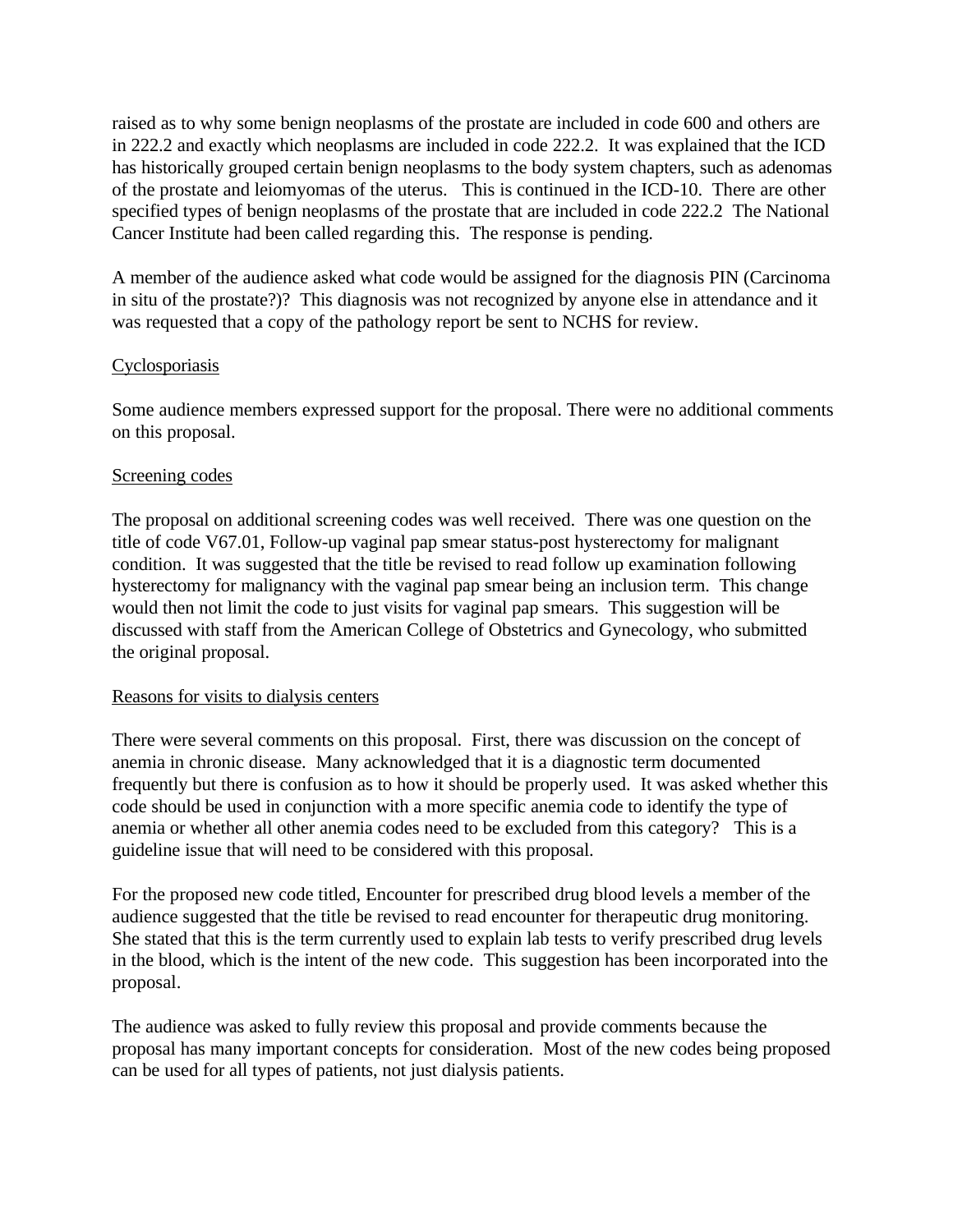raised as to why some benign neoplasms of the prostate are included in code 600 and others are in 222.2 and exactly which neoplasms are included in code 222.2. It was explained that the ICD has historically grouped certain benign neoplasms to the body system chapters, such as adenomas of the prostate and leiomyomas of the uterus. This is continued in the ICD-10. There are other specified types of benign neoplasms of the prostate that are included in code 222.2 The National Cancer Institute had been called regarding this. The response is pending.

A member of the audience asked what code would be assigned for the diagnosis PIN (Carcinoma in situ of the prostate?)? This diagnosis was not recognized by anyone else in attendance and it was requested that a copy of the pathology report be sent to NCHS for review.

<u>Cyclosporiasis</u>

Some audience members expressed support for the proposal. There were no additional comments on this proposal.

<u>Screening codes</u>

The proposal on additional screening codes was well received. There was one question on the title of code V67.01, Follow-up vaginal pap smear status-post hysterectomy for malignant condition. It was suggested that the title be revised to read follow up examination following hysterectomy for malignancy with the vaginal pap smear being an inclusion term. This change would then not limit the code to just visits for vaginal pap smears. This suggestion will be discussed with staff from the American College of Obstetrics and Gynecology, who submitted the original proposal.

<u>Reasons for visits to dialysis centers</u>

There were several comments on this proposal. First, there was discussion on the concept of anemia in chronic disease. Many acknowledged that it is a diagnostic term documented frequently but there is confusion as to how it should be properly used. It was asked whether this code should be used in conjunction with a more specific anemia code to identify the type of anemia or whether all other anemia codes need to be excluded from this category? This is a guideline issue that will need to be considered with this proposal.

For the proposed new code titled, Encounter for prescribed drug blood levels a member of the audience suggested that the title be revised to read encounter for therapeutic drug monitoring. She stated that this is the term currently used to explain lab tests to verify prescribed drug levels in the blood, which is the intent of the new code. This suggestion has been incorporated into the proposal.

The audience was asked to fully review this proposal and provide comments because the proposal has many important concepts for consideration. Most of the new codes being proposed can be used for all types of patients, not just dialysis patients.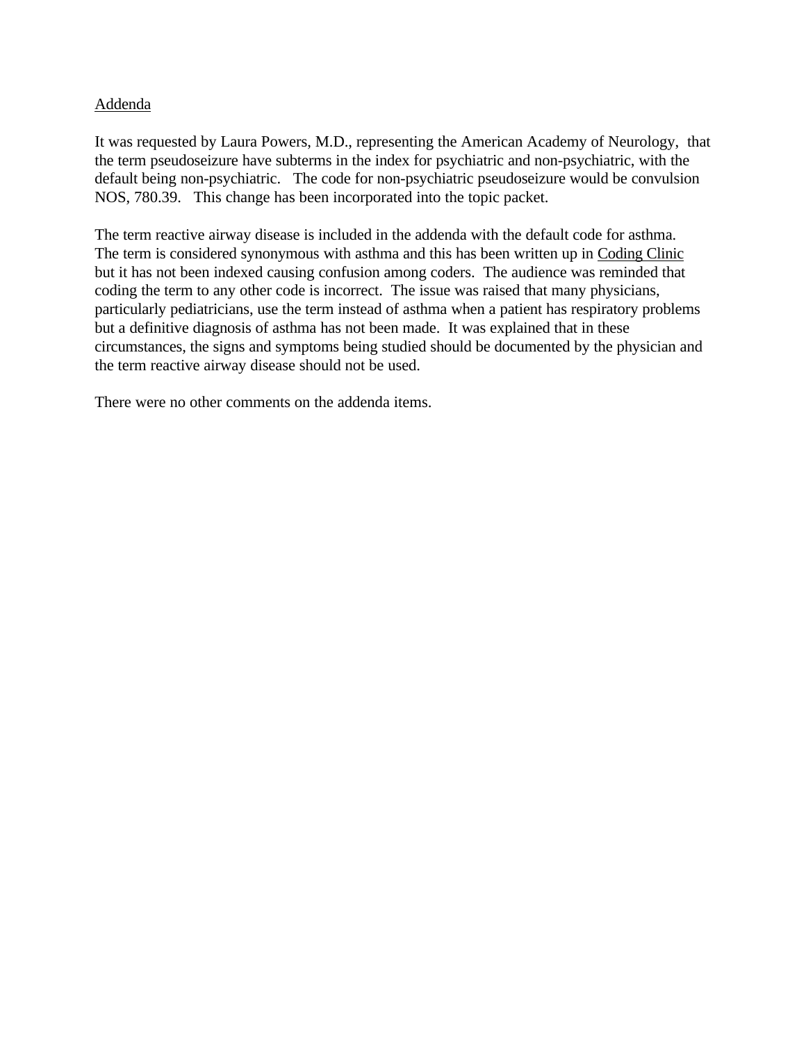Addenda

It was requested by Laura Powers, M.D., representing the American Academy of Neurology, that the term pseudoseizure have subterms in the index for psychiatric and non-psychiatric, with the default being non-psychiatric. The code for non-psychiatric pseudoseizure would be convulsion NOS, 780.39. This change has been incorporated into the topic packet.

The term reactive airway disease is included in the addenda with the default code for asthma. The term is considered synonymous with asthma and this has been written up in Coding Clinic but it has not been indexed causing confusion among coders. The audience was reminded that coding the term to any other code is incorrect. The issue was raised that many physicians, particularly pediatricians, use the term instead of asthma when a patient has respiratory problems but a definitive diagnosis of asthma has not been made. It was explained that in these circumstances, the signs and symptoms being studied should be documented by the physician and the term reactive airway disease should not be used.

There were no other comments on the addenda items.